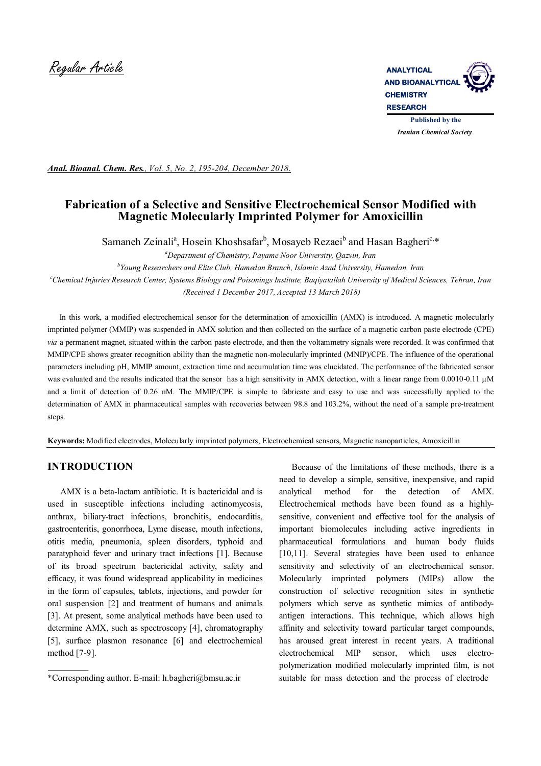Regular Article

**ANALYTICAL AND BIOANALYTICAL CHEMISTRY RESEARCH**

Published by the *Iranian Chemical Society*

*Anal. Bioanal. Chem. Res., Vol. 5, No. 2, 195-204, December 2018.*

# Fabrication of a Selective and Sensitive Electrochemical Sensor Modified with Magnetic Molecularly Imprinted Polymer for Amoxicillin

Samaneh Zeinali[a], Hosein Khoshsafar[b], Mosayeb Rezaei[b] and Hasan Bagheri[c,*]

[a]*Department of Chemistry, Payame Noor University, Qazvin, Iran*

[b]*Young Researchers and Elite Club, Hamedan Branch, Islamic Azad University, Hamedan, Iran*

[c]*Chemical Injuries Research Center, Systems Biology and Poisonings Institute, Baqiyatallah University of Medical Sciences, Tehran, Iran*

*(Received 1 December 2017, Accepted 13 March 2018)*

In this work, a modified electrochemical sensor for the determination of amoxicillin (AMX) is introduced. A magnetic molecularly imprinted polymer (MMIP) was suspended in AMX solution and then collected on the surface of a magnetic carbon paste electrode (CPE) *via* a permanent magnet, situated within the carbon paste electrode, and then the voltammetry signals were recorded. It was confirmed that MMIP/CPE shows greater recognition ability than the magnetic non-molecularly imprinted (MNIP)/CPE. The influence of the operational parameters including pH, MMIP amount, extraction time and accumulation time was elucidated. The performance of the fabricated sensor was evaluated and the results indicated that the sensor has a high sensitivity in AMX detection, with a linear range from 0.0010-0.11 μM and a limit of detection of 0.26 nM. The MMIP/CPE is simple to fabricate and easy to use and was successfully applied to the determination of AMX in pharmaceutical samples with recoveries between 98.8 and 103.2%, without the need of a sample pre-treatment steps.

**Keywords:** Modified electrodes, Molecularly imprinted polymers, Electrochemical sensors, Magnetic nanoparticles, Amoxicillin

## INTRODUCTION

AMX is a beta-lactam antibiotic. It is bactericidal and is used in susceptible infections including actinomycosis, anthrax, biliary-tract infections, bronchitis, endocarditis, gastroenteritis, gonorrhoea, Lyme disease, mouth infections, otitis media, pneumonia, spleen disorders, typhoid and paratyphoid fever and urinary tract infections [1]. Because of its broad spectrum bactericidal activity, safety and efficacy, it was found widespread applicability in medicines in the form of capsules, tablets, injections, and powder for oral suspension [2] and treatment of humans and animals [3]. At present, some analytical methods have been used to determine AMX, such as spectroscopy [4], chromatography [5], surface plasmon resonance [6] and electrochemical method [7-9].

Because of the limitations of these methods, there is a need to develop a simple, sensitive, inexpensive, and rapid analytical method for the detection of AMX. Electrochemical methods have been found as a highly-sensitive, convenient and effective tool for the analysis of important biomolecules including active ingredients in pharmaceutical formulations and human body fluids [10,11]. Several strategies have been used to enhance sensitivity and selectivity of an electrochemical sensor. Molecularly imprinted polymers (MIPs) allow the construction of selective recognition sites in synthetic polymers which serve as synthetic mimics of antibody-antigen interactions. This technique, which allows high affinity and selectivity toward particular target compounds, has aroused great interest in recent years. A traditional electrochemical MIP sensor, which uses electro-polymerization modified molecularly imprinted film, is not suitable for mass detection and the process of electrode

*Corresponding author. E-mail: h.bagheri@bmsu.ac.ir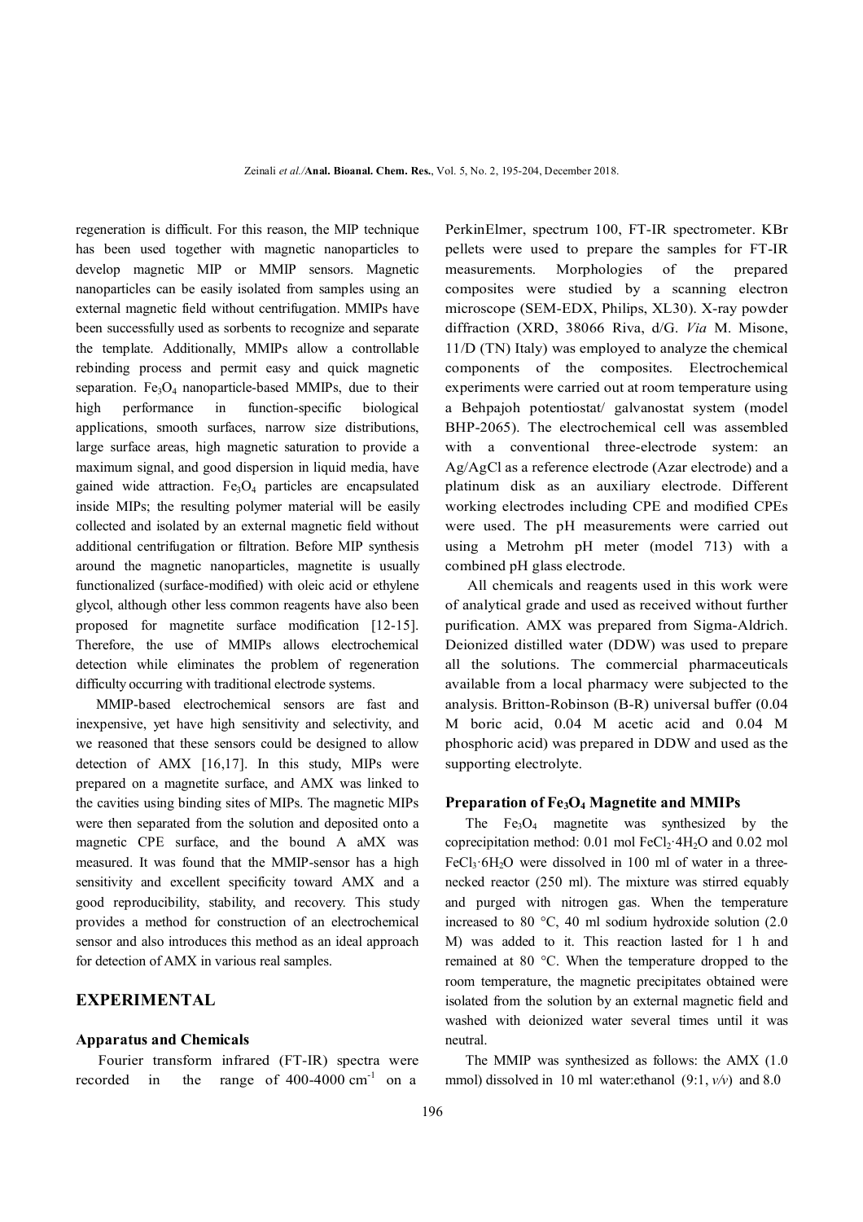regeneration is difficult. For this reason, the MIP technique has been used together with magnetic nanoparticles to develop magnetic MIP or MMIP sensors. Magnetic nanoparticles can be easily isolated from samples using an external magnetic field without centrifugation. MMIPs have been successfully used as sorbents to recognize and separate the template. Additionally, MMIPs allow a controllable rebinding process and permit easy and quick magnetic separation. $Fe_3O_4$ nanoparticle-based MMIPs, due to their high performance in function-specific biological applications, smooth surfaces, narrow size distributions, large surface areas, high magnetic saturation to provide a maximum signal, and good dispersion in liquid media, have gained wide attraction. $Fe_3O_4$ particles are encapsulated inside MIPs; the resulting polymer material will be easily collected and isolated by an external magnetic field without additional centrifugation or filtration. Before MIP synthesis around the magnetic nanoparticles, magnetite is usually functionalized (surface-modified) with oleic acid or ethylene glycol, although other less common reagents have also been proposed for magnetite surface modification [12-15]. Therefore, the use of MMIPs allows electrochemical detection while eliminates the problem of regeneration difficulty occurring with traditional electrode systems.

MMIP-based electrochemical sensors are fast and inexpensive, yet have high sensitivity and selectivity, and we reasoned that these sensors could be designed to allow detection of AMX [16,17]. In this study, MIPs were prepared on a magnetite surface, and AMX was linked to the cavities using binding sites of MIPs. The magnetic MIPs were then separated from the solution and deposited onto a magnetic CPE surface, and the bound A aMX was measured. It was found that the MMIP-sensor has a high sensitivity and excellent specificity toward AMX and a good reproducibility, stability, and recovery. This study provides a method for construction of an electrochemical sensor and also introduces this method as an ideal approach for detection of AMX in various real samples.

## EXPERIMENTAL

### Apparatus and Chemicals

Fourier transform infrared (FT-IR) spectra were recorded in the range of 400-4000 $cm^{-1}$ on a PerkinElmer, spectrum 100, FT-IR spectrometer. KBr pellets were used to prepare the samples for FT-IR measurements. Morphologies of the prepared composites were studied by a scanning electron microscope (SEM-EDX, Philips, XL30). X-ray powder diffraction (XRD, 38066 Riva, d/G. *Via* M. Misone, 11/D (TN) Italy) was employed to analyze the chemical components of the composites. Electrochemical experiments were carried out at room temperature using a Behpajoh potentiostat/ galvanostat system (model BHP-2065). The electrochemical cell was assembled with a conventional three-electrode system: an Ag/AgCl as a reference electrode (Azar electrode) and a platinum disk as an auxiliary electrode. Different working electrodes including CPE and modified CPEs were used. The pH measurements were carried out using a Metrohm pH meter (model 713) with a combined pH glass electrode.

All chemicals and reagents used in this work were of analytical grade and used as received without further purification. AMX was prepared from Sigma-Aldrich. Deionized distilled water (DDW) was used to prepare all the solutions. The commercial pharmaceuticals available from a local pharmacy were subjected to the analysis. Britton-Robinson (B-R) universal buffer (0.04 M boric acid, 0.04 M acetic acid and 0.04 M phosphoric acid) was prepared in DDW and used as the supporting electrolyte.

### Preparation of $Fe_3O_4$ Magnetite and MMIPs

The $Fe_3O_4$ magnetite was synthesized by the coprecipitation method: 0.01 mol $FeCl_2·4H_2O$ and 0.02 mol $FeCl_3·6H_2O$ were dissolved in 100 ml of water in a three-necked reactor (250 ml). The mixture was stirred equably and purged with nitrogen gas. When the temperature increased to 80 °C, 40 ml sodium hydroxide solution (2.0 M) was added to it. This reaction lasted for 1 h and remained at 80 °C. When the temperature dropped to the room temperature, the magnetic precipitates obtained were isolated from the solution by an external magnetic field and washed with deionized water several times until it was neutral.

The MMIP was synthesized as follows: the AMX (1.0 mmol) dissolved in 10 ml water:ethanol (9:1, *v/v*) and 8.0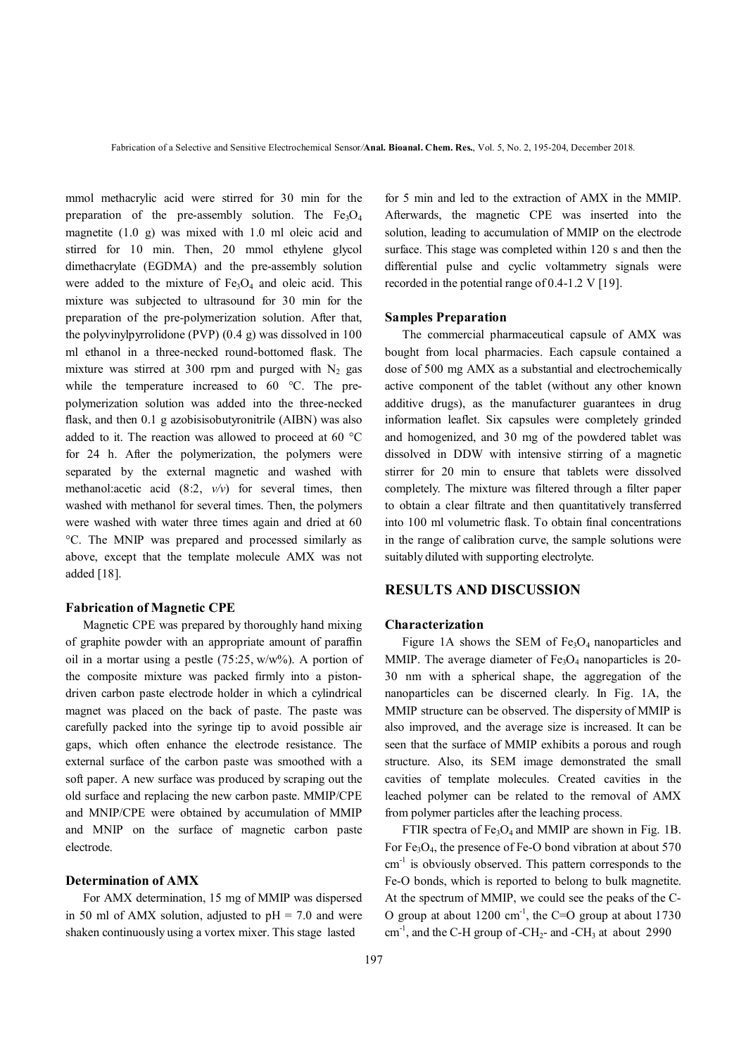mmol methacrylic acid were stirred for 30 min for the preparation of the pre-assembly solution. The $Fe_3O_4$ magnetite (1.0 g) was mixed with 1.0 ml oleic acid and stirred for 10 min. Then, 20 mmol ethylene glycol dimethacrylate (EGDMA) and the pre-assembly solution were added to the mixture of $Fe_3O_4$ and oleic acid. This mixture was subjected to ultrasound for 30 min for the preparation of the pre-polymerization solution. After that, the polyvinylpyrrolidone (PVP) (0.4 g) was dissolved in 100 ml ethanol in a three-necked round-bottomed flask. The mixture was stirred at 300 rpm and purged with $N_2$ gas while the temperature increased to 60 °C. The pre-polymerization solution was added into the three-necked flask, and then 0.1 g azobisisobutyronitrile (AIBN) was also added to it. The reaction was allowed to proceed at 60 °C for 24 h. After the polymerization, the polymers were separated by the external magnetic and washed with methanol:acetic acid (8:2, *v/v*) for several times, then washed with methanol for several times. Then, the polymers were washed with water three times again and dried at 60 °C. The MNIP was prepared and processed similarly as above, except that the template molecule AMX was not added [18].

### Fabrication of Magnetic CPE

Magnetic CPE was prepared by thoroughly hand mixing of graphite powder with an appropriate amount of paraffin oil in a mortar using a pestle (75:25, w/w%). A portion of the composite mixture was packed firmly into a piston-driven carbon paste electrode holder in which a cylindrical magnet was placed on the back of paste. The paste was carefully packed into the syringe tip to avoid possible air gaps, which often enhance the electrode resistance. The external surface of the carbon paste was smoothed with a soft paper. A new surface was produced by scraping out the old surface and replacing the new carbon paste. MMIP/CPE and MNIP/CPE were obtained by accumulation of MMIP and MNIP on the surface of magnetic carbon paste electrode.

### Determination of AMX

For AMX determination, 15 mg of MMIP was dispersed in 50 ml of AMX solution, adjusted to pH = 7.0 and were shaken continuously using a vortex mixer. This stage lasted for 5 min and led to the extraction of AMX in the MMIP. Afterwards, the magnetic CPE was inserted into the solution, leading to accumulation of MMIP on the electrode surface. This stage was completed within 120 s and then the differential pulse and cyclic voltammetry signals were recorded in the potential range of 0.4-1.2 V [19].

### Samples Preparation

The commercial pharmaceutical capsule of AMX was bought from local pharmacies. Each capsule contained a dose of 500 mg AMX as a substantial and electrochemically active component of the tablet (without any other known additive drugs), as the manufacturer guarantees in drug information leaflet. Six capsules were completely grinded and homogenized, and 30 mg of the powdered tablet was dissolved in DDW with intensive stirring of a magnetic stirrer for 20 min to ensure that tablets were dissolved completely. The mixture was filtered through a filter paper to obtain a clear filtrate and then quantitatively transferred into 100 ml volumetric flask. To obtain final concentrations in the range of calibration curve, the sample solutions were suitably diluted with supporting electrolyte.

## RESULTS AND DISCUSSION

### Characterization

Figure 1A shows the SEM of $Fe_3O_4$ nanoparticles and MMIP. The average diameter of $Fe_3O_4$ nanoparticles is 20-30 nm with a spherical shape, the aggregation of the nanoparticles can be discerned clearly. In Fig. 1A, the MMIP structure can be observed. The dispersity of MMIP is also improved, and the average size is increased. It can be seen that the surface of MMIP exhibits a porous and rough structure. Also, its SEM image demonstrated the small cavities of template molecules. Created cavities in the leached polymer can be related to the removal of AMX from polymer particles after the leaching process.

FTIR spectra of $Fe_3O_4$ and MMIP are shown in Fig. 1B. For $Fe_3O_4$, the presence of Fe-O bond vibration at about 570 $cm^{-1}$ is obviously observed. This pattern corresponds to the Fe-O bonds, which is reported to belong to bulk magnetite. At the spectrum of MMIP, we could see the peaks of the C-O group at about 1200 $cm^{-1}$, the C=O group at about 1730 $cm^{-1}$, and the C-H group of $-CH_2-$ and $-CH_3$ at about 2990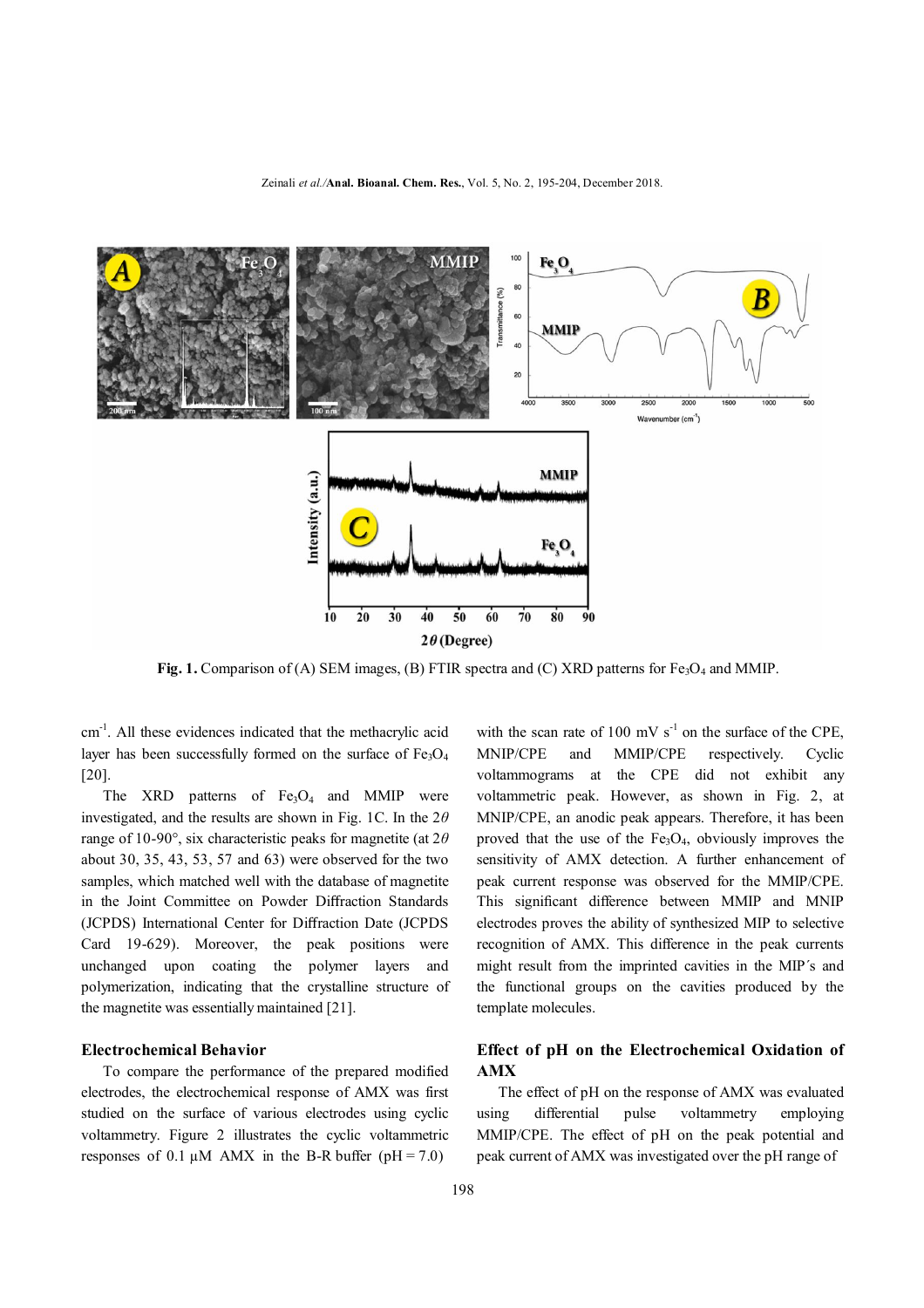Fig. 1. Comparison of (A) SEM images, (B) FTIR spectra and (C) XRD patterns for $Fe_3O_4$ and MMIP.

$cm^{-1}$. All these evidences indicated that the methacrylic acid layer has been successfully formed on the surface of $Fe_3O_4$ [20].

The XRD patterns of $Fe_3O_4$ and MMIP were investigated, and the results are shown in Fig. 1C. In the $2\theta$ range of 10-90°, six characteristic peaks for magnetite (at $2\theta$ about 30, 35, 43, 53, 57 and 63) were observed for the two samples, which matched well with the database of magnetite in the Joint Committee on Powder Diffraction Standards (JCPDS) International Center for Diffraction Date (JCPDS Card 19-629). Moreover, the peak positions were unchanged upon coating the polymer layers and polymerization, indicating that the crystalline structure of the magnetite was essentially maintained [21].

## Electrochemical Behavior

To compare the performance of the prepared modified electrodes, the electrochemical response of AMX was first studied on the surface of various electrodes using cyclic voltammetry. Figure 2 illustrates the cyclic voltammetric responses of 0.1 µM AMX in the B-R buffer (pH = 7.0) with the scan rate of 100 mV $s^{-1}$ on the surface of the CPE, MNIP/CPE and MMIP/CPE respectively. Cyclic voltammograms at the CPE did not exhibit any voltammetric peak. However, as shown in Fig. 2, at MNIP/CPE, an anodic peak appears. Therefore, it has been proved that the use of the $Fe_3O_4$, obviously improves the sensitivity of AMX detection. A further enhancement of peak current response was observed for the MMIP/CPE. This significant difference between MMIP and MNIP electrodes proves the ability of synthesized MIP to selective recognition of AMX. This difference in the peak currents might result from the imprinted cavities in the MIP´s and the functional groups on the cavities produced by the template molecules.

## Effect of pH on the Electrochemical Oxidation of AMX

The effect of pH on the response of AMX was evaluated using differential pulse voltammetry employing MMIP/CPE. The effect of pH on the peak potential and peak current of AMX was investigated over the pH range of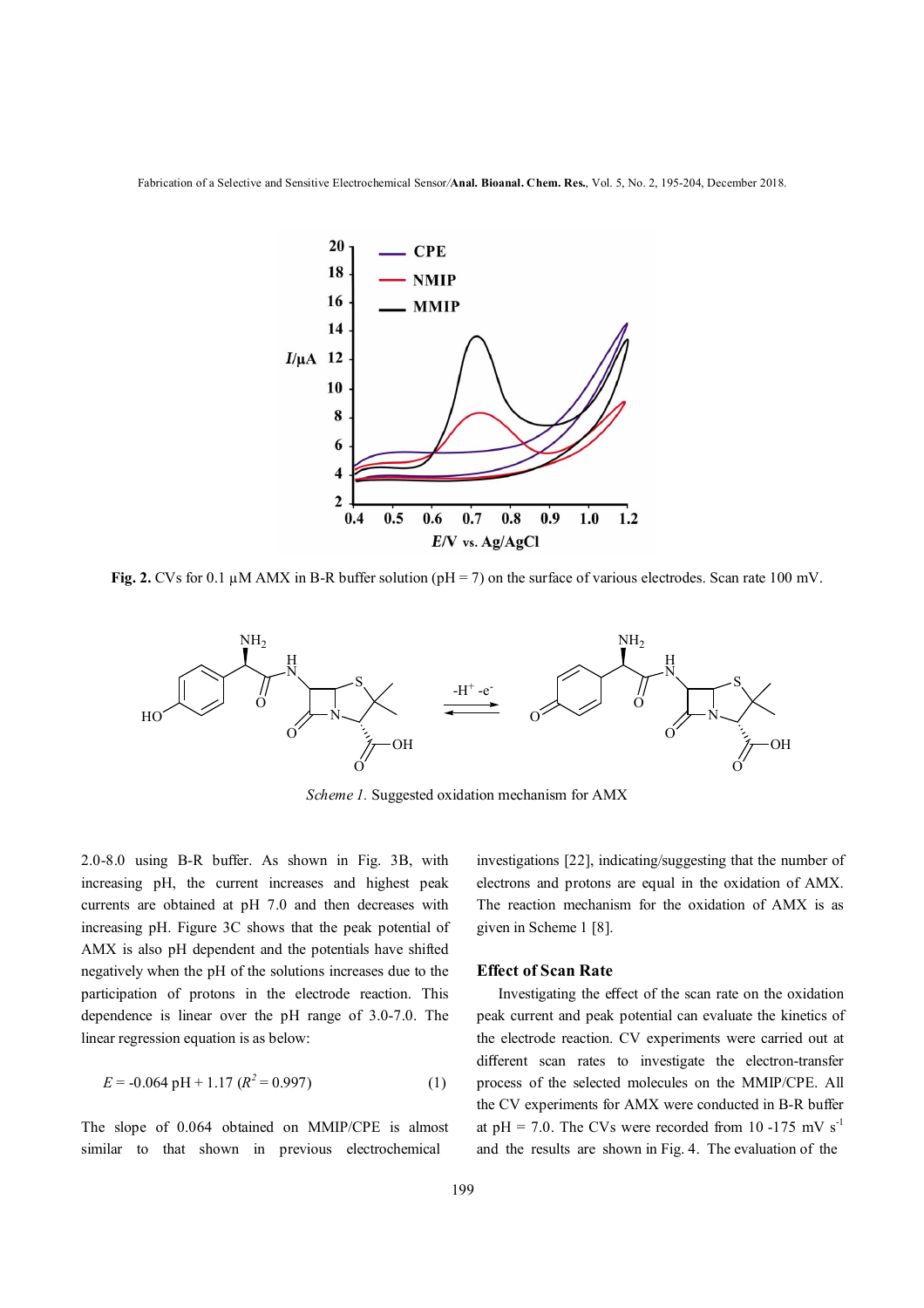Fig. 2. CVs for 0.1 μM AMX in B-R buffer solution (pH = 7) on the surface of various electrodes. Scan rate 100 mV.

*Scheme 1.* Suggested oxidation mechanism for AMX

2.0-8.0 using B-R buffer. As shown in Fig. 3B, with increasing pH, the current increases and highest peak currents are obtained at pH 7.0 and then decreases with increasing pH. Figure 3C shows that the peak potential of AMX is also pH dependent and the potentials have shifted negatively when the pH of the solutions increases due to the participation of protons in the electrode reaction. This dependence is linear over the pH range of 3.0-7.0. The linear regression equation is as below:

$$E = -0.064 \text{ pH} + 1.17 \ (R^2 = 0.997) \quad (1)$$

The slope of 0.064 obtained on MMIP/CPE is almost similar to that shown in previous electrochemical investigations [22], indicating/suggesting that the number of electrons and protons are equal in the oxidation of AMX. The reaction mechanism for the oxidation of AMX is as given in Scheme 1 [8].

## Effect of Scan Rate

Investigating the effect of the scan rate on the oxidation peak current and peak potential can evaluate the kinetics of the electrode reaction. CV experiments were carried out at different scan rates to investigate the electron-transfer process of the selected molecules on the MMIP/CPE. All the CV experiments for AMX were conducted in B-R buffer at pH = 7.0. The CVs were recorded from 10 -175 mV $s^{-1}$ and the results are shown in Fig. 4. The evaluation of the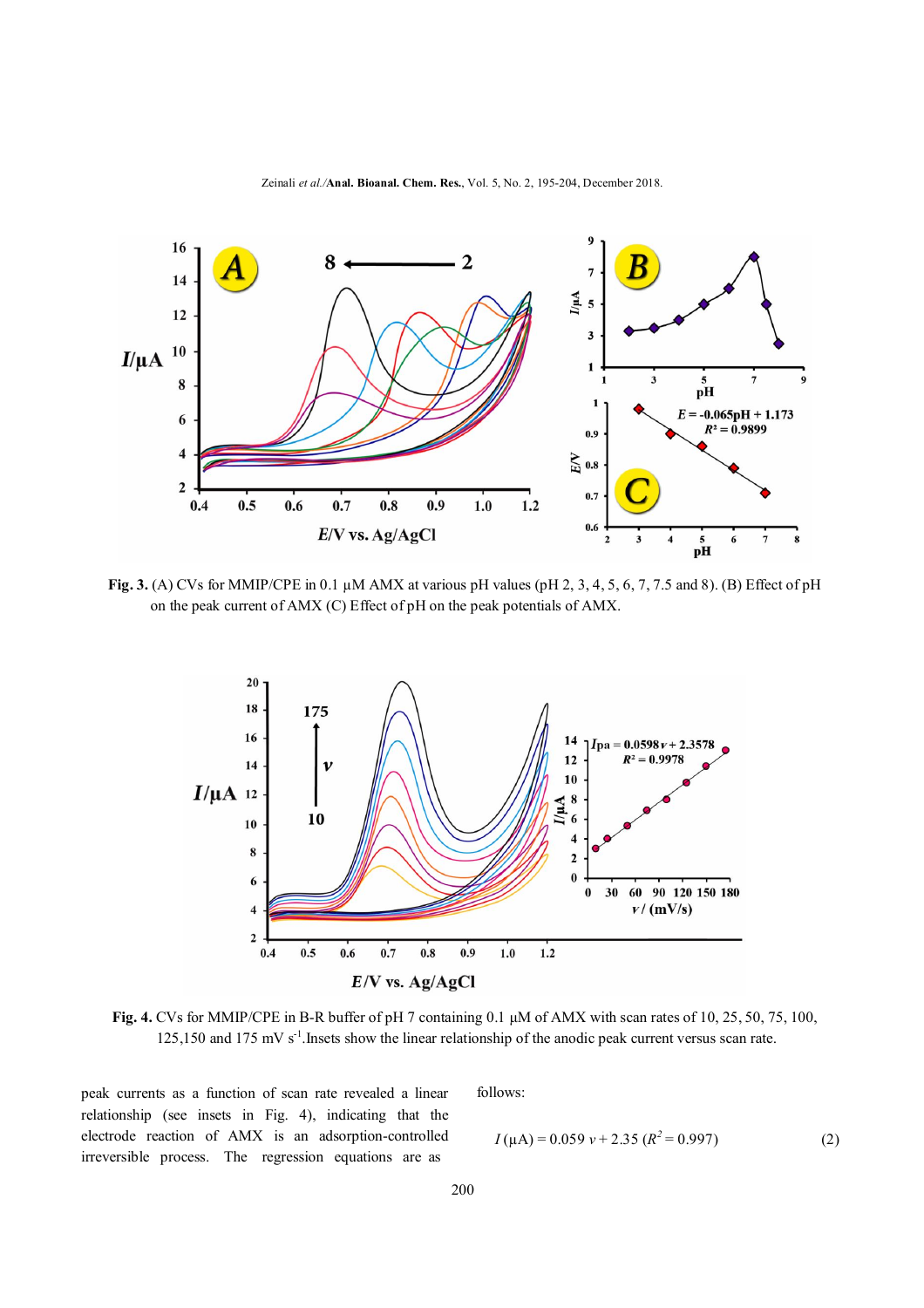**Fig. 3.** (A) CVs for MMIP/CPE in 0.1 µM AMX at various pH values (pH 2, 3, 4, 5, 6, 7, 7.5 and 8). (B) Effect of pH on the peak current of AMX (C) Effect of pH on the peak potentials of AMX.

**Fig. 4.** CVs for MMIP/CPE in B-R buffer of pH 7 containing 0.1 µM of AMX with scan rates of 10, 25, 50, 75, 100, 125,150 and 175 mV s$^{-1}$.Insets show the linear relationship of the anodic peak current versus scan rate.

peak currents as a function of scan rate revealed a linear relationship (see insets in Fig. 4), indicating that the electrode reaction of AMX is an adsorption-controlled irreversible process. The regression equations are as follows:

$$I\,(\mu A) = 0.059\,v + 2.35\ (R^2 = 0.997) \tag{2}$$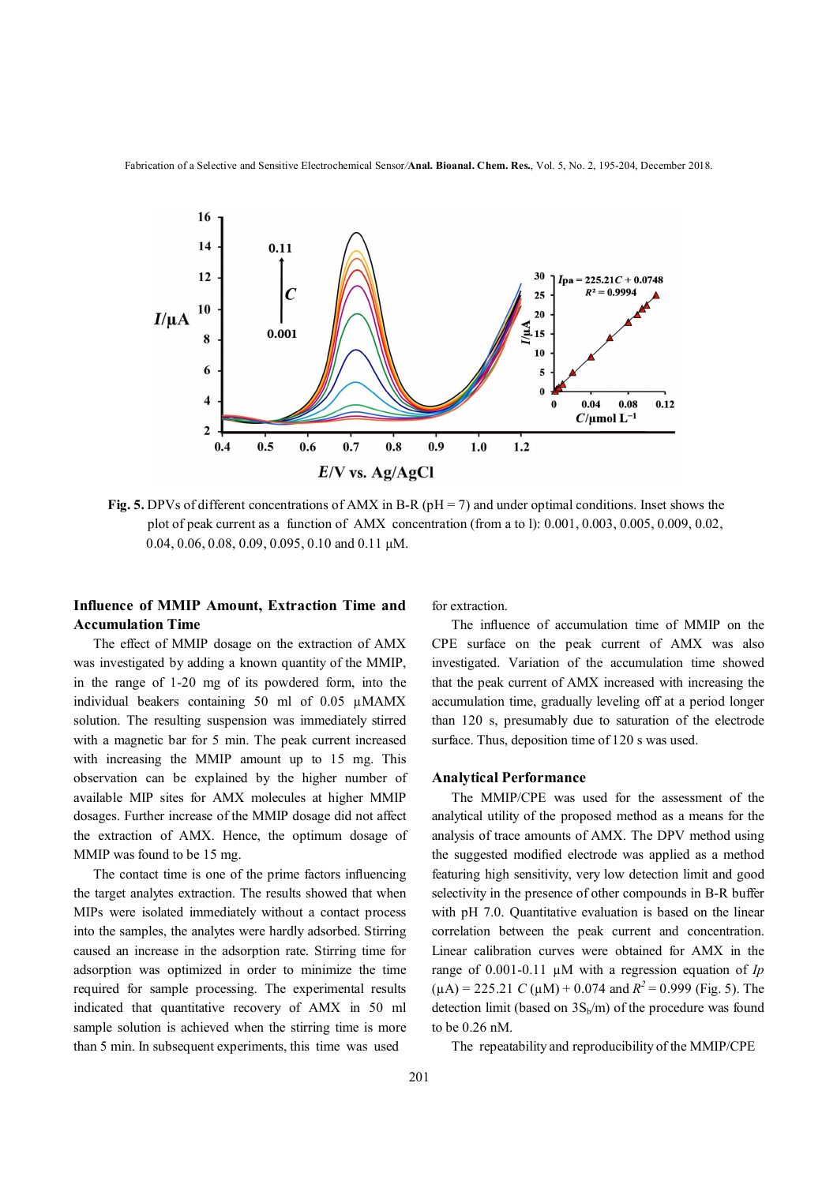**Fig. 5.** DPVs of different concentrations of AMX in B-R (pH = 7) and under optimal conditions. Inset shows the plot of peak current as a function of AMX concentration (from a to l): 0.001, 0.003, 0.005, 0.009, 0.02, 0.04, 0.06, 0.08, 0.09, 0.095, 0.10 and 0.11 μM.

### Influence of MMIP Amount, Extraction Time and Accumulation Time

The effect of MMIP dosage on the extraction of AMX was investigated by adding a known quantity of the MMIP, in the range of 1-20 mg of its powdered form, into the individual beakers containing 50 ml of 0.05 μMAMX solution. The resulting suspension was immediately stirred with a magnetic bar for 5 min. The peak current increased with increasing the MMIP amount up to 15 mg. This observation can be explained by the higher number of available MIP sites for AMX molecules at higher MMIP dosages. Further increase of the MMIP dosage did not affect the extraction of AMX. Hence, the optimum dosage of MMIP was found to be 15 mg.

The contact time is one of the prime factors influencing the target analytes extraction. The results showed that when MIPs were isolated immediately without a contact process into the samples, the analytes were hardly adsorbed. Stirring caused an increase in the adsorption rate. Stirring time for adsorption was optimized in order to minimize the time required for sample processing. The experimental results indicated that quantitative recovery of AMX in 50 ml sample solution is achieved when the stirring time is more than 5 min. In subsequent experiments, this time was used for extraction.

The influence of accumulation time of MMIP on the CPE surface on the peak current of AMX was also investigated. Variation of the accumulation time showed that the peak current of AMX increased with increasing the accumulation time, gradually leveling off at a period longer than 120 s, presumably due to saturation of the electrode surface. Thus, deposition time of 120 s was used.

### Analytical Performance

The MMIP/CPE was used for the assessment of the analytical utility of the proposed method as a means for the analysis of trace amounts of AMX. The DPV method using the suggested modified electrode was applied as a method featuring high sensitivity, very low detection limit and good selectivity in the presence of other compounds in B-R buffer with pH 7.0. Quantitative evaluation is based on the linear correlation between the peak current and concentration. Linear calibration curves were obtained for AMX in the range of 0.001-0.11 μM with a regression equation of $I_p$ (μA) = 225.21 $C$ (μM) + 0.074 and $R^2$ = 0.999 (Fig. 5). The detection limit (based on $3S_b/m$) of the procedure was found to be 0.26 nM.

The repeatability and reproducibility of the MMIP/CPE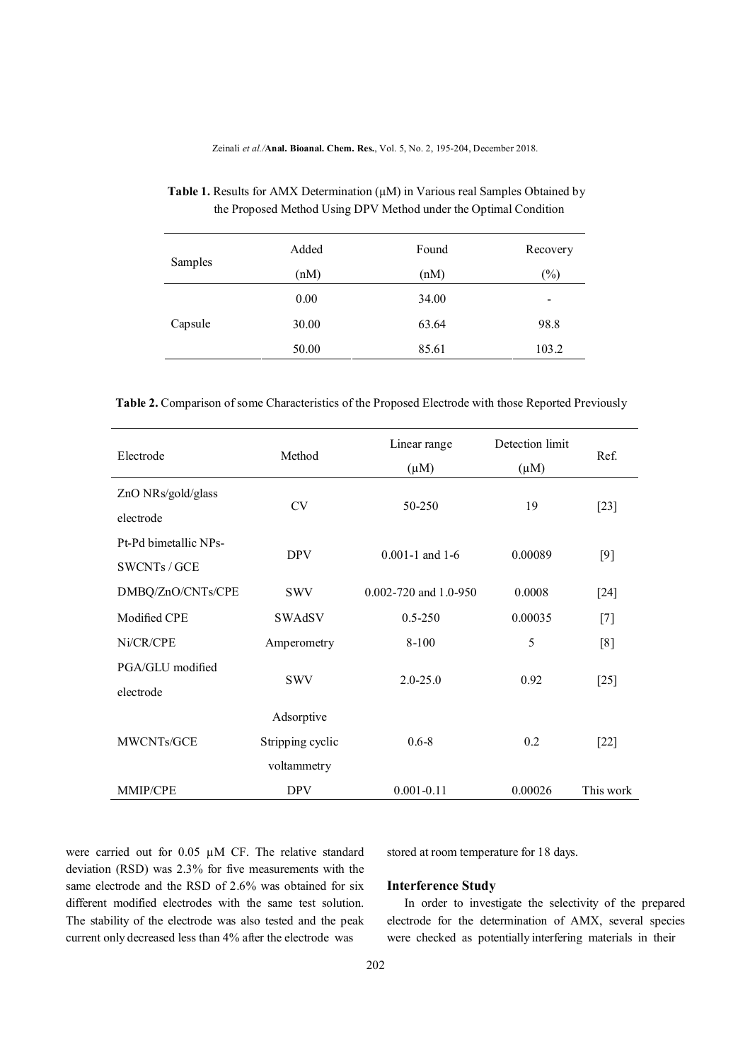**Table 1.** Results for AMX Determination (μM) in Various real Samples Obtained by the Proposed Method Using DPV Method under the Optimal Condition

| Samples | Added (nM) | Found (nM) | Recovery (%) |
|---|---|---|---|
| Capsule | 0.00 | 34.00 | - |
| | 30.00 | 63.64 | 98.8 |
| | 50.00 | 85.61 | 103.2 |

**Table 2.** Comparison of some Characteristics of the Proposed Electrode with those Reported Previously

| Electrode | Method | Linear range (μM) | Detection limit (μM) | Ref. |
|---|---|---|---|---|
| ZnO NRs/gold/glass electrode | CV | 50-250 | 19 | [23] |
| Pt-Pd bimetallic NPs-SWCNTs / GCE | DPV | 0.001-1 and 1-6 | 0.00089 | [9] |
| DMBQ/ZnO/CNTs/CPE | SWV | 0.002-720 and 1.0-950 | 0.0008 | [24] |
| Modified CPE | SWAdSV | 0.5-250 | 0.00035 | [7] |
| Ni/CR/CPE | Amperometry | 8-100 | 5 | [8] |
| PGA/GLU modified electrode | SWV | 2.0-25.0 | 0.92 | [25] |
| MWCNTs/GCE | Adsorptive Stripping cyclic voltammetry | 0.6-8 | 0.2 | [22] |
| MMIP/CPE | DPV | 0.001-0.11 | 0.00026 | This work |

were carried out for 0.05 μM CF. The relative standard deviation (RSD) was 2.3% for five measurements with the same electrode and the RSD of 2.6% was obtained for six different modified electrodes with the same test solution. The stability of the electrode was also tested and the peak current only decreased less than 4% after the electrode was stored at room temperature for 18 days.

### Interference Study

In order to investigate the selectivity of the prepared electrode for the determination of AMX, several species were checked as potentially interfering materials in their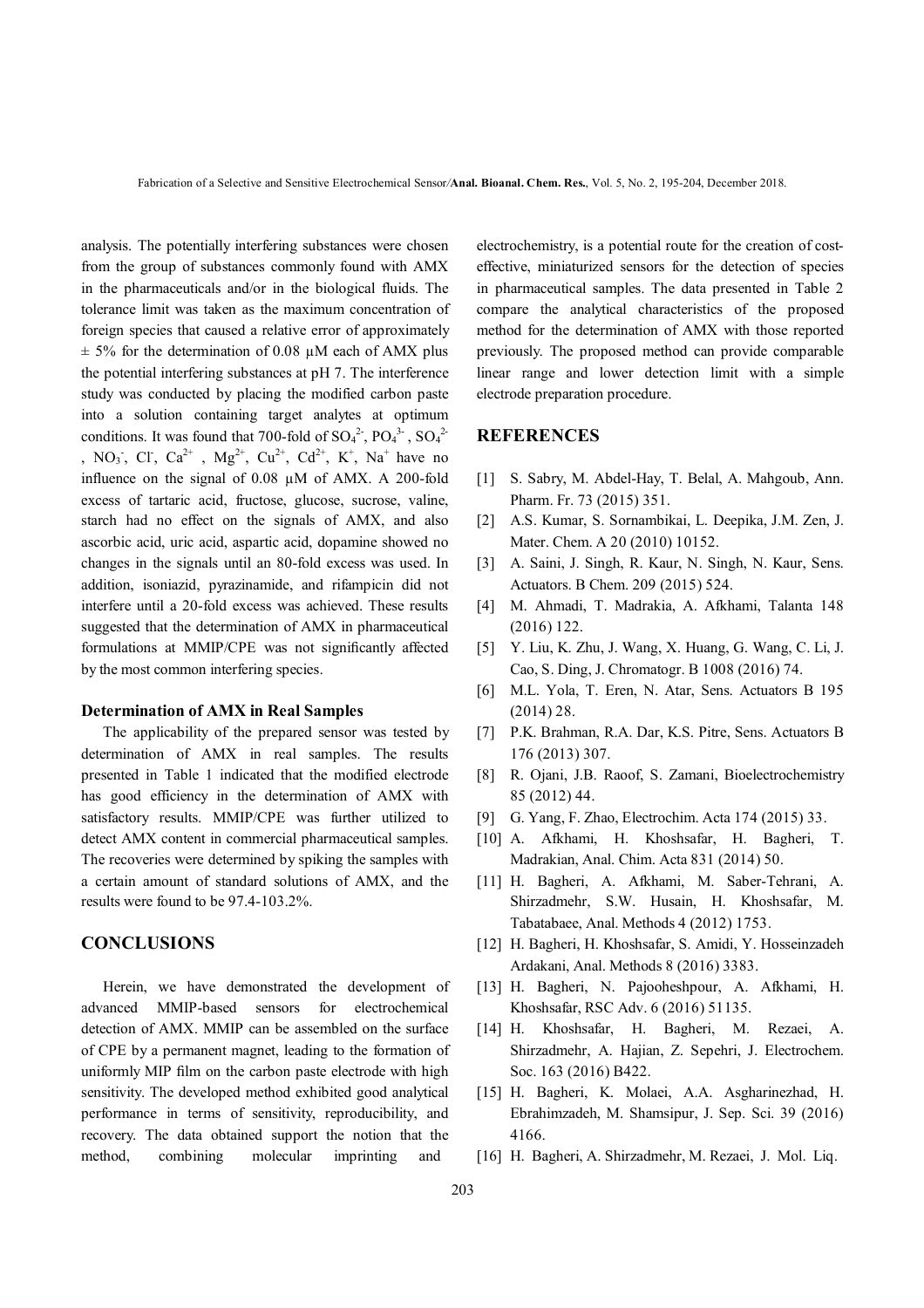analysis. The potentially interfering substances were chosen from the group of substances commonly found with AMX in the pharmaceuticals and/or in the biological fluids. The tolerance limit was taken as the maximum concentration of foreign species that caused a relative error of approximately ± 5% for the determination of 0.08 µM each of AMX plus the potential interfering substances at pH 7. The interference study was conducted by placing the modified carbon paste into a solution containing target analytes at optimum conditions. It was found that 700-fold of $SO_4^{2-}$, $PO_4^{3-}$, $SO_4^{2-}$, $NO_3^-$, $Cl^-$, $Ca^{2+}$, $Mg^{2+}$, $Cu^{2+}$, $Cd^{2+}$, $K^+$, $Na^+$ have no influence on the signal of 0.08 µM of AMX. A 200-fold excess of tartaric acid, fructose, glucose, sucrose, valine, starch had no effect on the signals of AMX, and also ascorbic acid, uric acid, aspartic acid, dopamine showed no changes in the signals until an 80-fold excess was used. In addition, isoniazid, pyrazinamide, and rifampicin did not interfere until a 20-fold excess was achieved. These results suggested that the determination of AMX in pharmaceutical formulations at MMIP/CPE was not significantly affected by the most common interfering species.

### Determination of AMX in Real Samples

The applicability of the prepared sensor was tested by determination of AMX in real samples. The results presented in Table 1 indicated that the modified electrode has good efficiency in the determination of AMX with satisfactory results. MMIP/CPE was further utilized to detect AMX content in commercial pharmaceutical samples. The recoveries were determined by spiking the samples with a certain amount of standard solutions of AMX, and the results were found to be 97.4-103.2%.

## CONCLUSIONS

Herein, we have demonstrated the development of advanced MMIP-based sensors for electrochemical detection of AMX. MMIP can be assembled on the surface of CPE by a permanent magnet, leading to the formation of uniformly MIP film on the carbon paste electrode with high sensitivity. The developed method exhibited good analytical performance in terms of sensitivity, reproducibility, and recovery. The data obtained support the notion that the method, combining molecular imprinting and electrochemistry, is a potential route for the creation of cost-effective, miniaturized sensors for the detection of species in pharmaceutical samples. The data presented in Table 2 compare the analytical characteristics of the proposed method for the determination of AMX with those reported previously. The proposed method can provide comparable linear range and lower detection limit with a simple electrode preparation procedure.

## REFERENCES

[1] S. Sabry, M. Abdel-Hay, T. Belal, A. Mahgoub, Ann. Pharm. Fr. 73 (2015) 351.

[2] A.S. Kumar, S. Sornambikai, L. Deepika, J.M. Zen, J. Mater. Chem. A 20 (2010) 10152.

[3] A. Saini, J. Singh, R. Kaur, N. Singh, N. Kaur, Sens. Actuators. B Chem. 209 (2015) 524.

[4] M. Ahmadi, T. Madrakia, A. Afkhami, Talanta 148 (2016) 122.

[5] Y. Liu, K. Zhu, J. Wang, X. Huang, G. Wang, C. Li, J. Cao, S. Ding, J. Chromatogr. B 1008 (2016) 74.

[6] M.L. Yola, T. Eren, N. Atar, Sens. Actuators B 195 (2014) 28.

[7] P.K. Brahman, R.A. Dar, K.S. Pitre, Sens. Actuators B 176 (2013) 307.

[8] R. Ojani, J.B. Raoof, S. Zamani, Bioelectrochemistry 85 (2012) 44.

[9] G. Yang, F. Zhao, Electrochim. Acta 174 (2015) 33.

[10] A. Afkhami, H. Khoshsafar, H. Bagheri, T. Madrakian, Anal. Chim. Acta 831 (2014) 50.

[11] H. Bagheri, A. Afkhami, M. Saber-Tehrani, A. Shirzadmehr, S.W. Husain, H. Khoshsafar, M. Tabatabaee, Anal. Methods 4 (2012) 1753.

[12] H. Bagheri, H. Khoshsafar, S. Amidi, Y. Hosseinzadeh Ardakani, Anal. Methods 8 (2016) 3383.

[13] H. Bagheri, N. Pajooheshpour, A. Afkhami, H. Khoshsafar, RSC Adv. 6 (2016) 51135.

[14] H. Khoshsafar, H. Bagheri, M. Rezaei, A. Shirzadmehr, A. Hajian, Z. Sepehri, J. Electrochem. Soc. 163 (2016) B422.

[15] H. Bagheri, K. Molaei, A.A. Asgharinezhad, H. Ebrahimzadeh, M. Shamsipur, J. Sep. Sci. 39 (2016) 4166.

[16] H. Bagheri, A. Shirzadmehr, M. Rezaei, J. Mol. Liq.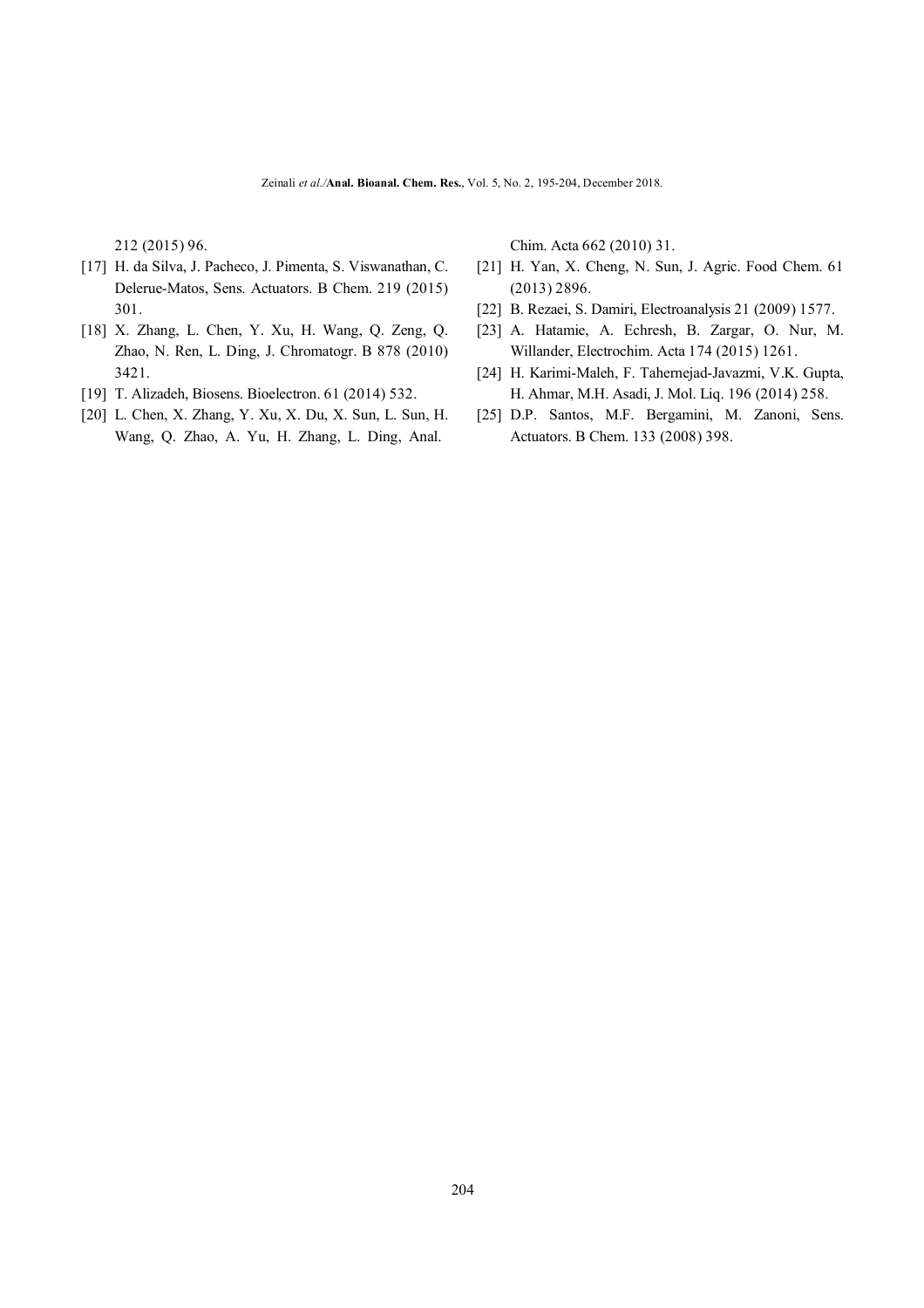212 (2015) 96.

[17] H. da Silva, J. Pacheco, J. Pimenta, S. Viswanathan, C. Delerue-Matos, Sens. Actuators. B Chem. 219 (2015) 301.

[18] X. Zhang, L. Chen, Y. Xu, H. Wang, Q. Zeng, Q. Zhao, N. Ren, L. Ding, J. Chromatogr. B 878 (2010) 3421.

[19] T. Alizadeh, Biosens. Bioelectron. 61 (2014) 532.

[20] L. Chen, X. Zhang, Y. Xu, X. Du, X. Sun, L. Sun, H. Wang, Q. Zhao, A. Yu, H. Zhang, L. Ding, Anal. Chim. Acta 662 (2010) 31.

[21] H. Yan, X. Cheng, N. Sun, J. Agric. Food Chem. 61 (2013) 2896.

[22] B. Rezaei, S. Damiri, Electroanalysis 21 (2009) 1577.

[23] A. Hatamie, A. Echresh, B. Zargar, O. Nur, M. Willander, Electrochim. Acta 174 (2015) 1261.

[24] H. Karimi-Maleh, F. Tahernejad-Javazmi, V.K. Gupta, H. Ahmar, M.H. Asadi, J. Mol. Liq. 196 (2014) 258.

[25] D.P. Santos, M.F. Bergamini, M. Zanoni, Sens. Actuators. B Chem. 133 (2008) 398.